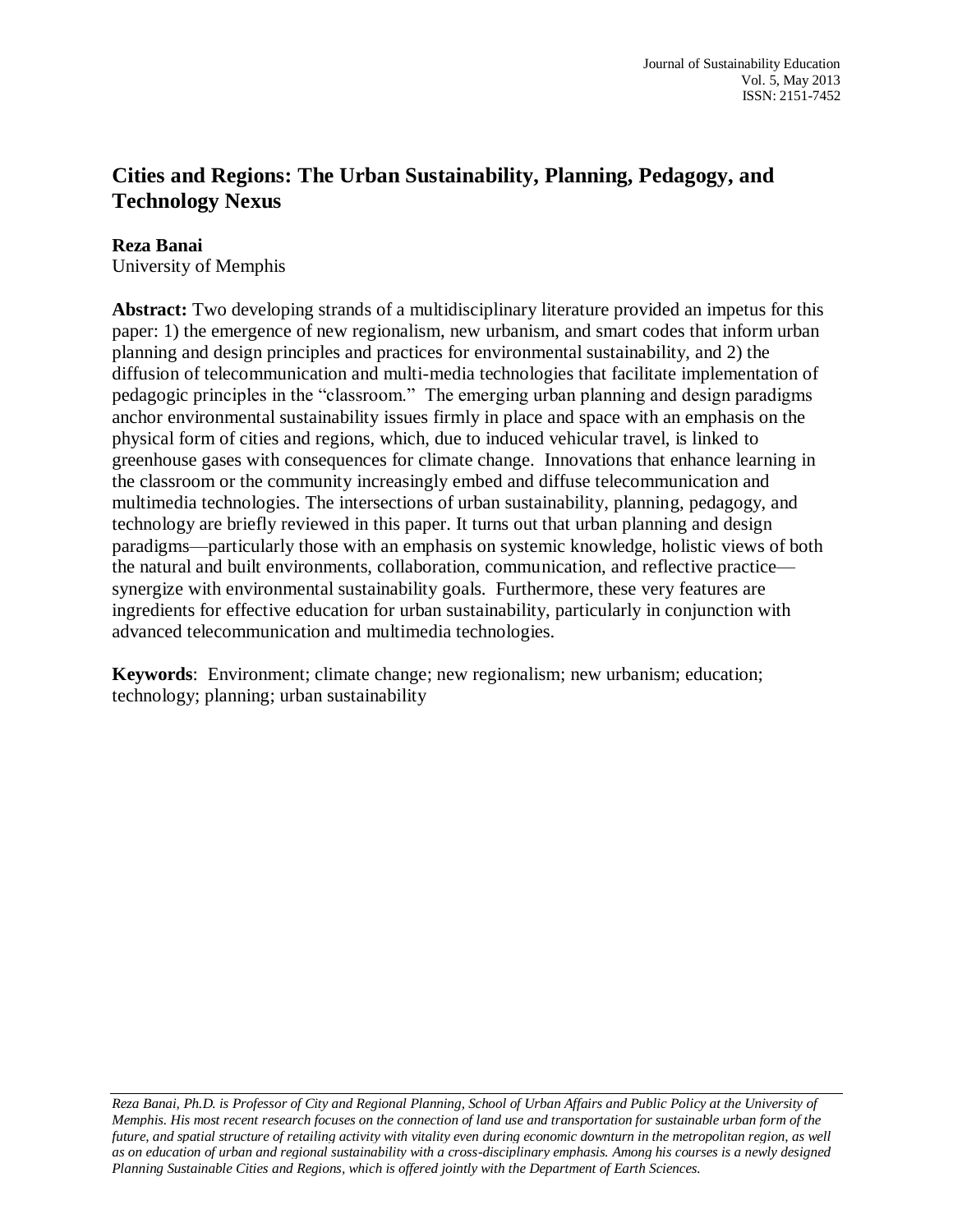# Cities and Regions: The Urban Sustainability, Planning, Pedagogy, and Technology Nexus

**Reza Banai**
University of Memphis

**Abstract:** Two developing strands of a multidisciplinary literature provided an impetus for this paper: 1) the emergence of new regionalism, new urbanism, and smart codes that inform urban planning and design principles and practices for environmental sustainability, and 2) the diffusion of telecommunication and multi-media technologies that facilitate implementation of pedagogic principles in the "classroom." The emerging urban planning and design paradigms anchor environmental sustainability issues firmly in place and space with an emphasis on the physical form of cities and regions, which, due to induced vehicular travel, is linked to greenhouse gases with consequences for climate change. Innovations that enhance learning in the classroom or the community increasingly embed and diffuse telecommunication and multimedia technologies. The intersections of urban sustainability, planning, pedagogy, and technology are briefly reviewed in this paper. It turns out that urban planning and design paradigms—particularly those with an emphasis on systemic knowledge, holistic views of both the natural and built environments, collaboration, communication, and reflective practice—synergize with environmental sustainability goals. Furthermore, these very features are ingredients for effective education for urban sustainability, particularly in conjunction with advanced telecommunication and multimedia technologies.

**Keywords**: Environment; climate change; new regionalism; new urbanism; education; technology; planning; urban sustainability

---

*Reza Banai, Ph.D. is Professor of City and Regional Planning, School of Urban Affairs and Public Policy at the University of Memphis. His most recent research focuses on the connection of land use and transportation for sustainable urban form of the future, and spatial structure of retailing activity with vitality even during economic downturn in the metropolitan region, as well as on education of urban and regional sustainability with a cross-disciplinary emphasis. Among his courses is a newly designed Planning Sustainable Cities and Regions, which is offered jointly with the Department of Earth Sciences.*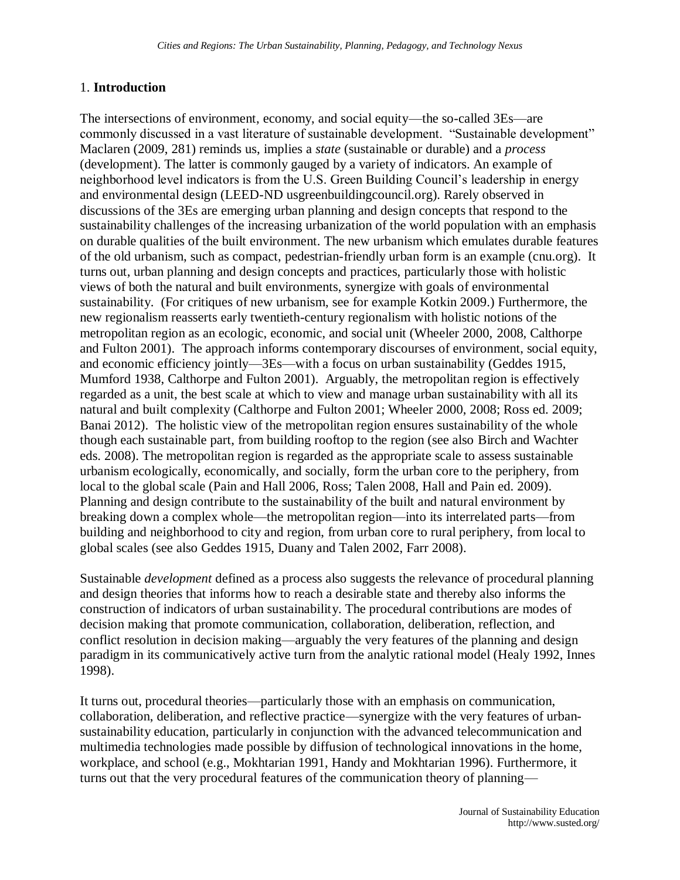## 1. **Introduction**

The intersections of environment, economy, and social equity—the so-called 3Es—are commonly discussed in a vast literature of sustainable development. "Sustainable development" Maclaren (2009, 281) reminds us, implies a *state* (sustainable or durable) and a *process* (development). The latter is commonly gauged by a variety of indicators. An example of neighborhood level indicators is from the U.S. Green Building Council's leadership in energy and environmental design (LEED-ND usgreenbuildingcouncil.org). Rarely observed in discussions of the 3Es are emerging urban planning and design concepts that respond to the sustainability challenges of the increasing urbanization of the world population with an emphasis on durable qualities of the built environment. The new urbanism which emulates durable features of the old urbanism, such as compact, pedestrian-friendly urban form is an example (cnu.org). It turns out, urban planning and design concepts and practices, particularly those with holistic views of both the natural and built environments, synergize with goals of environmental sustainability. (For critiques of new urbanism, see for example Kotkin 2009.) Furthermore, the new regionalism reasserts early twentieth-century regionalism with holistic notions of the metropolitan region as an ecologic, economic, and social unit (Wheeler 2000, 2008, Calthorpe and Fulton 2001). The approach informs contemporary discourses of environment, social equity, and economic efficiency jointly—3Es—with a focus on urban sustainability (Geddes 1915, Mumford 1938, Calthorpe and Fulton 2001). Arguably, the metropolitan region is effectively regarded as a unit, the best scale at which to view and manage urban sustainability with all its natural and built complexity (Calthorpe and Fulton 2001; Wheeler 2000, 2008; Ross ed. 2009; Banai 2012). The holistic view of the metropolitan region ensures sustainability of the whole though each sustainable part, from building rooftop to the region (see also Birch and Wachter eds. 2008). The metropolitan region is regarded as the appropriate scale to assess sustainable urbanism ecologically, economically, and socially, form the urban core to the periphery, from local to the global scale (Pain and Hall 2006, Ross; Talen 2008, Hall and Pain ed. 2009). Planning and design contribute to the sustainability of the built and natural environment by breaking down a complex whole—the metropolitan region—into its interrelated parts—from building and neighborhood to city and region, from urban core to rural periphery, from local to global scales (see also Geddes 1915, Duany and Talen 2002, Farr 2008).

Sustainable *development* defined as a process also suggests the relevance of procedural planning and design theories that informs how to reach a desirable state and thereby also informs the construction of indicators of urban sustainability. The procedural contributions are modes of decision making that promote communication, collaboration, deliberation, reflection, and conflict resolution in decision making—arguably the very features of the planning and design paradigm in its communicatively active turn from the analytic rational model (Healy 1992, Innes 1998).

It turns out, procedural theories—particularly those with an emphasis on communication, collaboration, deliberation, and reflective practice—synergize with the very features of urban-sustainability education, particularly in conjunction with the advanced telecommunication and multimedia technologies made possible by diffusion of technological innovations in the home, workplace, and school (e.g., Mokhtarian 1991, Handy and Mokhtarian 1996). Furthermore, it turns out that the very procedural features of the communication theory of planning—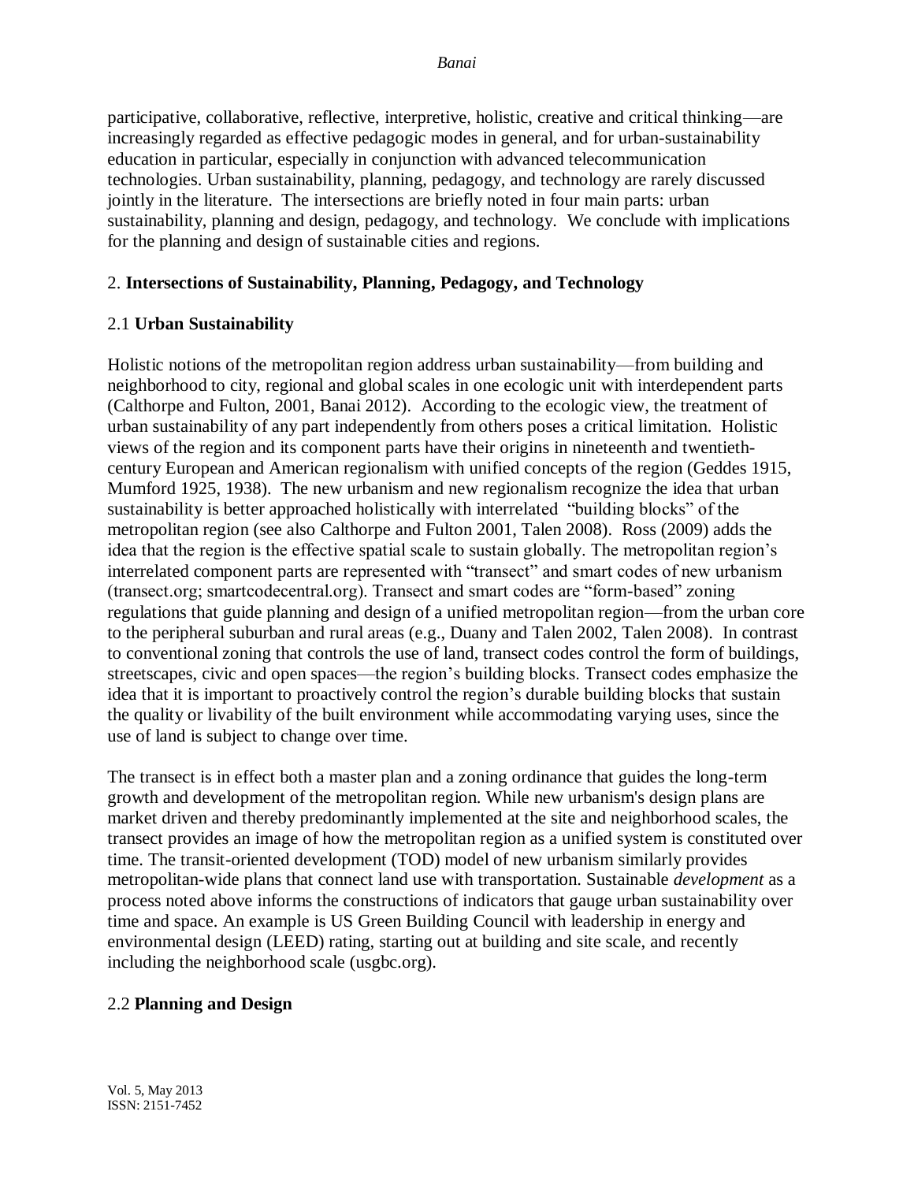participative, collaborative, reflective, interpretive, holistic, creative and critical thinking—are increasingly regarded as effective pedagogic modes in general, and for urban-sustainability education in particular, especially in conjunction with advanced telecommunication technologies. Urban sustainability, planning, pedagogy, and technology are rarely discussed jointly in the literature. The intersections are briefly noted in four main parts: urban sustainability, planning and design, pedagogy, and technology. We conclude with implications for the planning and design of sustainable cities and regions.

## 2. **Intersections of Sustainability, Planning, Pedagogy, and Technology**

### 2.1 **Urban Sustainability**

Holistic notions of the metropolitan region address urban sustainability—from building and neighborhood to city, regional and global scales in one ecologic unit with interdependent parts (Calthorpe and Fulton, 2001, Banai 2012). According to the ecologic view, the treatment of urban sustainability of any part independently from others poses a critical limitation. Holistic views of the region and its component parts have their origins in nineteenth and twentieth-century European and American regionalism with unified concepts of the region (Geddes 1915, Mumford 1925, 1938). The new urbanism and new regionalism recognize the idea that urban sustainability is better approached holistically with interrelated "building blocks" of the metropolitan region (see also Calthorpe and Fulton 2001, Talen 2008). Ross (2009) adds the idea that the region is the effective spatial scale to sustain globally. The metropolitan region's interrelated component parts are represented with "transect" and smart codes of new urbanism (transect.org; smartcodecentral.org). Transect and smart codes are "form-based" zoning regulations that guide planning and design of a unified metropolitan region—from the urban core to the peripheral suburban and rural areas (e.g., Duany and Talen 2002, Talen 2008). In contrast to conventional zoning that controls the use of land, transect codes control the form of buildings, streetscapes, civic and open spaces—the region's building blocks. Transect codes emphasize the idea that it is important to proactively control the region's durable building blocks that sustain the quality or livability of the built environment while accommodating varying uses, since the use of land is subject to change over time.

The transect is in effect both a master plan and a zoning ordinance that guides the long-term growth and development of the metropolitan region. While new urbanism's design plans are market driven and thereby predominantly implemented at the site and neighborhood scales, the transect provides an image of how the metropolitan region as a unified system is constituted over time. The transit-oriented development (TOD) model of new urbanism similarly provides metropolitan-wide plans that connect land use with transportation. Sustainable *development* as a process noted above informs the constructions of indicators that gauge urban sustainability over time and space. An example is US Green Building Council with leadership in energy and environmental design (LEED) rating, starting out at building and site scale, and recently including the neighborhood scale (usgbc.org).

### 2.2 **Planning and Design**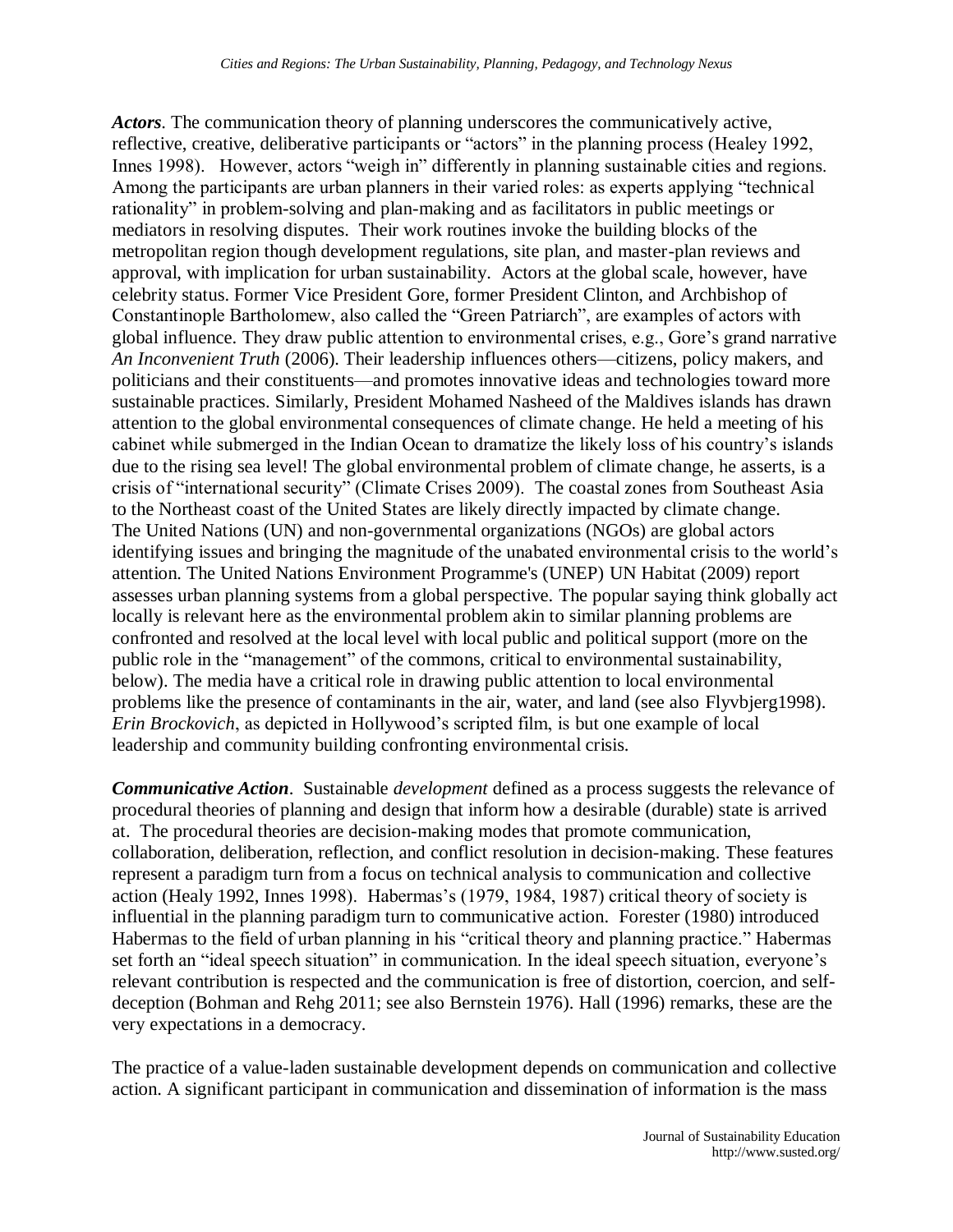***Actors***. The communication theory of planning underscores the communicatively active, reflective, creative, deliberative participants or "actors" in the planning process (Healey 1992, Innes 1998). However, actors "weigh in" differently in planning sustainable cities and regions. Among the participants are urban planners in their varied roles: as experts applying "technical rationality" in problem-solving and plan-making and as facilitators in public meetings or mediators in resolving disputes. Their work routines invoke the building blocks of the metropolitan region though development regulations, site plan, and master-plan reviews and approval, with implication for urban sustainability. Actors at the global scale, however, have celebrity status. Former Vice President Gore, former President Clinton, and Archbishop of Constantinople Bartholomew, also called the "Green Patriarch", are examples of actors with global influence. They draw public attention to environmental crises, e.g., Gore's grand narrative *An Inconvenient Truth* (2006). Their leadership influences others—citizens, policy makers, and politicians and their constituents—and promotes innovative ideas and technologies toward more sustainable practices. Similarly, President Mohamed Nasheed of the Maldives islands has drawn attention to the global environmental consequences of climate change. He held a meeting of his cabinet while submerged in the Indian Ocean to dramatize the likely loss of his country's islands due to the rising sea level! The global environmental problem of climate change, he asserts, is a crisis of "international security" (Climate Crises 2009). The coastal zones from Southeast Asia to the Northeast coast of the United States are likely directly impacted by climate change. The United Nations (UN) and non-governmental organizations (NGOs) are global actors identifying issues and bringing the magnitude of the unabated environmental crisis to the world's attention. The United Nations Environment Programme's (UNEP) UN Habitat (2009) report assesses urban planning systems from a global perspective. The popular saying think globally act locally is relevant here as the environmental problem akin to similar planning problems are confronted and resolved at the local level with local public and political support (more on the public role in the "management" of the commons, critical to environmental sustainability, below). The media have a critical role in drawing public attention to local environmental problems like the presence of contaminants in the air, water, and land (see also Flyvbjerg1998). *Erin Brockovich*, as depicted in Hollywood's scripted film, is but one example of local leadership and community building confronting environmental crisis.

***Communicative Action***. Sustainable *development* defined as a process suggests the relevance of procedural theories of planning and design that inform how a desirable (durable) state is arrived at. The procedural theories are decision-making modes that promote communication, collaboration, deliberation, reflection, and conflict resolution in decision-making. These features represent a paradigm turn from a focus on technical analysis to communication and collective action (Healy 1992, Innes 1998). Habermas's (1979, 1984, 1987) critical theory of society is influential in the planning paradigm turn to communicative action. Forester (1980) introduced Habermas to the field of urban planning in his "critical theory and planning practice." Habermas set forth an "ideal speech situation" in communication. In the ideal speech situation, everyone's relevant contribution is respected and the communication is free of distortion, coercion, and self-deception (Bohman and Rehg 2011; see also Bernstein 1976). Hall (1996) remarks, these are the very expectations in a democracy.

The practice of a value-laden sustainable development depends on communication and collective action. A significant participant in communication and dissemination of information is the mass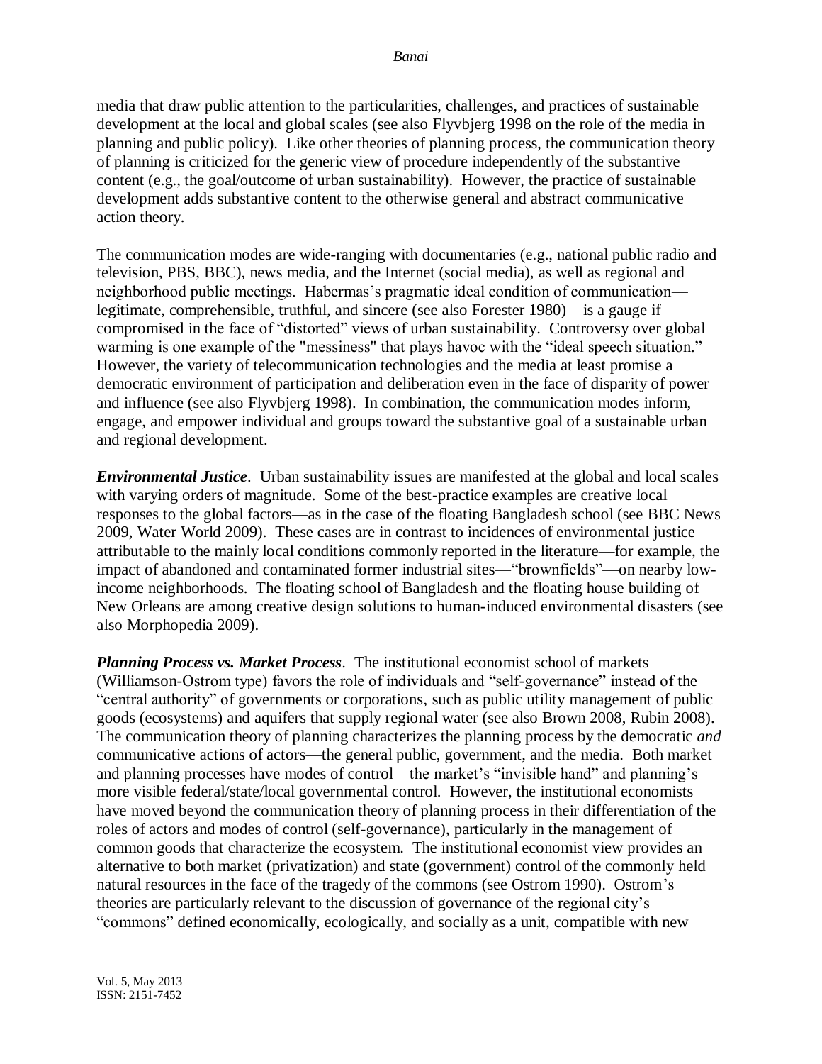media that draw public attention to the particularities, challenges, and practices of sustainable development at the local and global scales (see also Flyvbjerg 1998 on the role of the media in planning and public policy). Like other theories of planning process, the communication theory of planning is criticized for the generic view of procedure independently of the substantive content (e.g., the goal/outcome of urban sustainability). However, the practice of sustainable development adds substantive content to the otherwise general and abstract communicative action theory.

The communication modes are wide-ranging with documentaries (e.g., national public radio and television, PBS, BBC), news media, and the Internet (social media), as well as regional and neighborhood public meetings. Habermas's pragmatic ideal condition of communication—legitimate, comprehensible, truthful, and sincere (see also Forester 1980)—is a gauge if compromised in the face of "distorted" views of urban sustainability. Controversy over global warming is one example of the "messiness" that plays havoc with the "ideal speech situation." However, the variety of telecommunication technologies and the media at least promise a democratic environment of participation and deliberation even in the face of disparity of power and influence (see also Flyvbjerg 1998). In combination, the communication modes inform, engage, and empower individual and groups toward the substantive goal of a sustainable urban and regional development.

***Environmental Justice***. Urban sustainability issues are manifested at the global and local scales with varying orders of magnitude. Some of the best-practice examples are creative local responses to the global factors—as in the case of the floating Bangladesh school (see BBC News 2009, Water World 2009). These cases are in contrast to incidences of environmental justice attributable to the mainly local conditions commonly reported in the literature—for example, the impact of abandoned and contaminated former industrial sites—"brownfields"—on nearby low-income neighborhoods. The floating school of Bangladesh and the floating house building of New Orleans are among creative design solutions to human-induced environmental disasters (see also Morphopedia 2009).

***Planning Process vs. Market Process***. The institutional economist school of markets (Williamson-Ostrom type) favors the role of individuals and "self-governance" instead of the "central authority" of governments or corporations, such as public utility management of public goods (ecosystems) and aquifers that supply regional water (see also Brown 2008, Rubin 2008). The communication theory of planning characterizes the planning process by the democratic *and* communicative actions of actors—the general public, government, and the media. Both market and planning processes have modes of control—the market's "invisible hand" and planning's more visible federal/state/local governmental control. However, the institutional economists have moved beyond the communication theory of planning process in their differentiation of the roles of actors and modes of control (self-governance), particularly in the management of common goods that characterize the ecosystem. The institutional economist view provides an alternative to both market (privatization) and state (government) control of the commonly held natural resources in the face of the tragedy of the commons (see Ostrom 1990). Ostrom's theories are particularly relevant to the discussion of governance of the regional city's "commons" defined economically, ecologically, and socially as a unit, compatible with new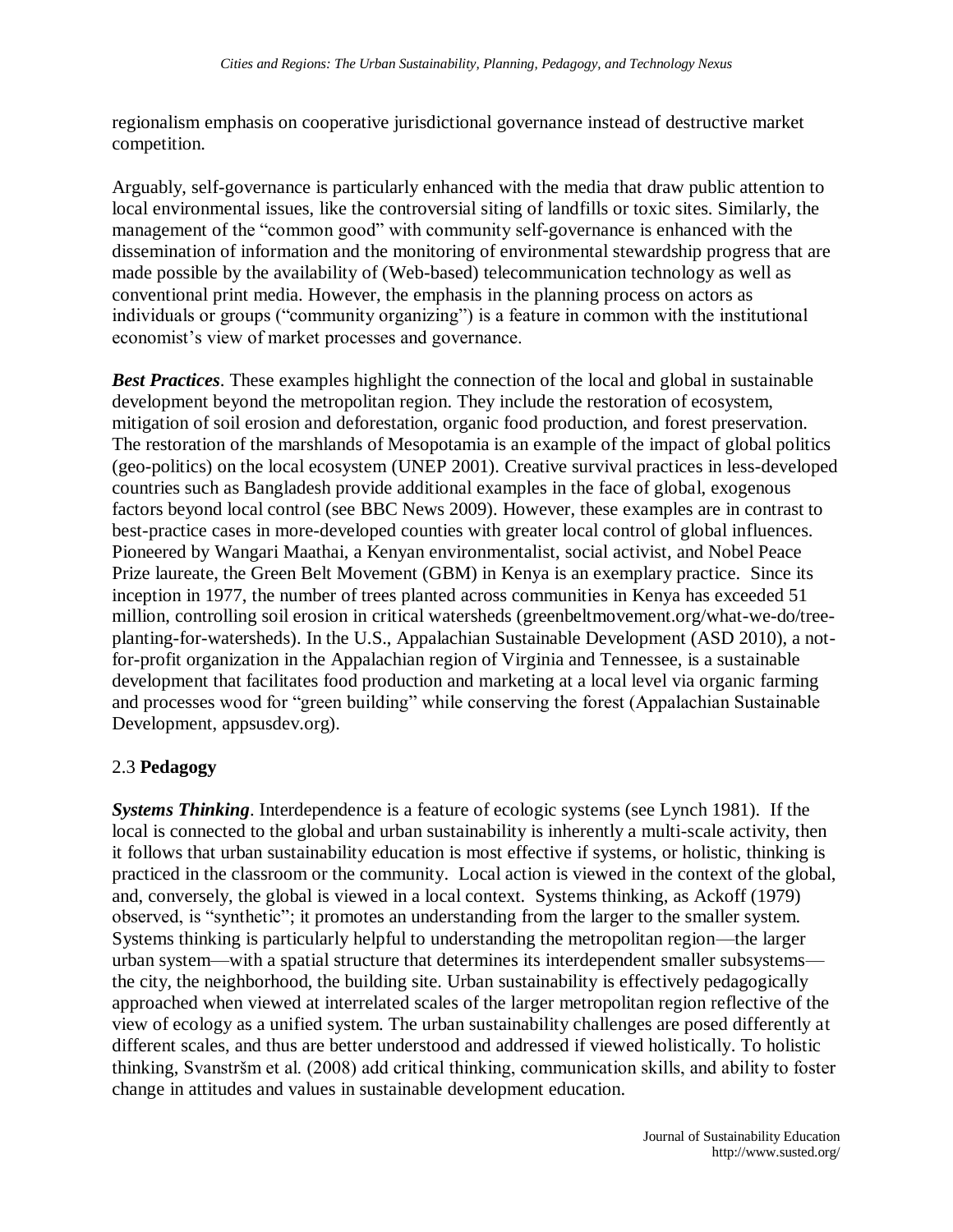regionalism emphasis on cooperative jurisdictional governance instead of destructive market competition.

Arguably, self-governance is particularly enhanced with the media that draw public attention to local environmental issues, like the controversial siting of landfills or toxic sites. Similarly, the management of the "common good" with community self-governance is enhanced with the dissemination of information and the monitoring of environmental stewardship progress that are made possible by the availability of (Web-based) telecommunication technology as well as conventional print media. However, the emphasis in the planning process on actors as individuals or groups ("community organizing") is a feature in common with the institutional economist's view of market processes and governance.

***Best Practices***. These examples highlight the connection of the local and global in sustainable development beyond the metropolitan region. They include the restoration of ecosystem, mitigation of soil erosion and deforestation, organic food production, and forest preservation. The restoration of the marshlands of Mesopotamia is an example of the impact of global politics (geo-politics) on the local ecosystem (UNEP 2001). Creative survival practices in less-developed countries such as Bangladesh provide additional examples in the face of global, exogenous factors beyond local control (see BBC News 2009). However, these examples are in contrast to best-practice cases in more-developed counties with greater local control of global influences. Pioneered by Wangari Maathai, a Kenyan environmentalist, social activist, and Nobel Peace Prize laureate, the Green Belt Movement (GBM) in Kenya is an exemplary practice. Since its inception in 1977, the number of trees planted across communities in Kenya has exceeded 51 million, controlling soil erosion in critical watersheds (greenbeltmovement.org/what-we-do/tree-planting-for-watersheds). In the U.S., Appalachian Sustainable Development (ASD 2010), a not-for-profit organization in the Appalachian region of Virginia and Tennessee, is a sustainable development that facilitates food production and marketing at a local level via organic farming and processes wood for "green building" while conserving the forest (Appalachian Sustainable Development, appsusdev.org).

## 2.3 **Pedagogy**

***Systems Thinking***. Interdependence is a feature of ecologic systems (see Lynch 1981). If the local is connected to the global and urban sustainability is inherently a multi-scale activity, then it follows that urban sustainability education is most effective if systems, or holistic, thinking is practiced in the classroom or the community. Local action is viewed in the context of the global, and, conversely, the global is viewed in a local context. Systems thinking, as Ackoff (1979) observed, is "synthetic"; it promotes an understanding from the larger to the smaller system. Systems thinking is particularly helpful to understanding the metropolitan region—the larger urban system—with a spatial structure that determines its interdependent smaller subsystems—the city, the neighborhood, the building site. Urban sustainability is effectively pedagogically approached when viewed at interrelated scales of the larger metropolitan region reflective of the view of ecology as a unified system. The urban sustainability challenges are posed differently at different scales, and thus are better understood and addressed if viewed holistically. To holistic thinking, Svanstršm et al. (2008) add critical thinking, communication skills, and ability to foster change in attitudes and values in sustainable development education.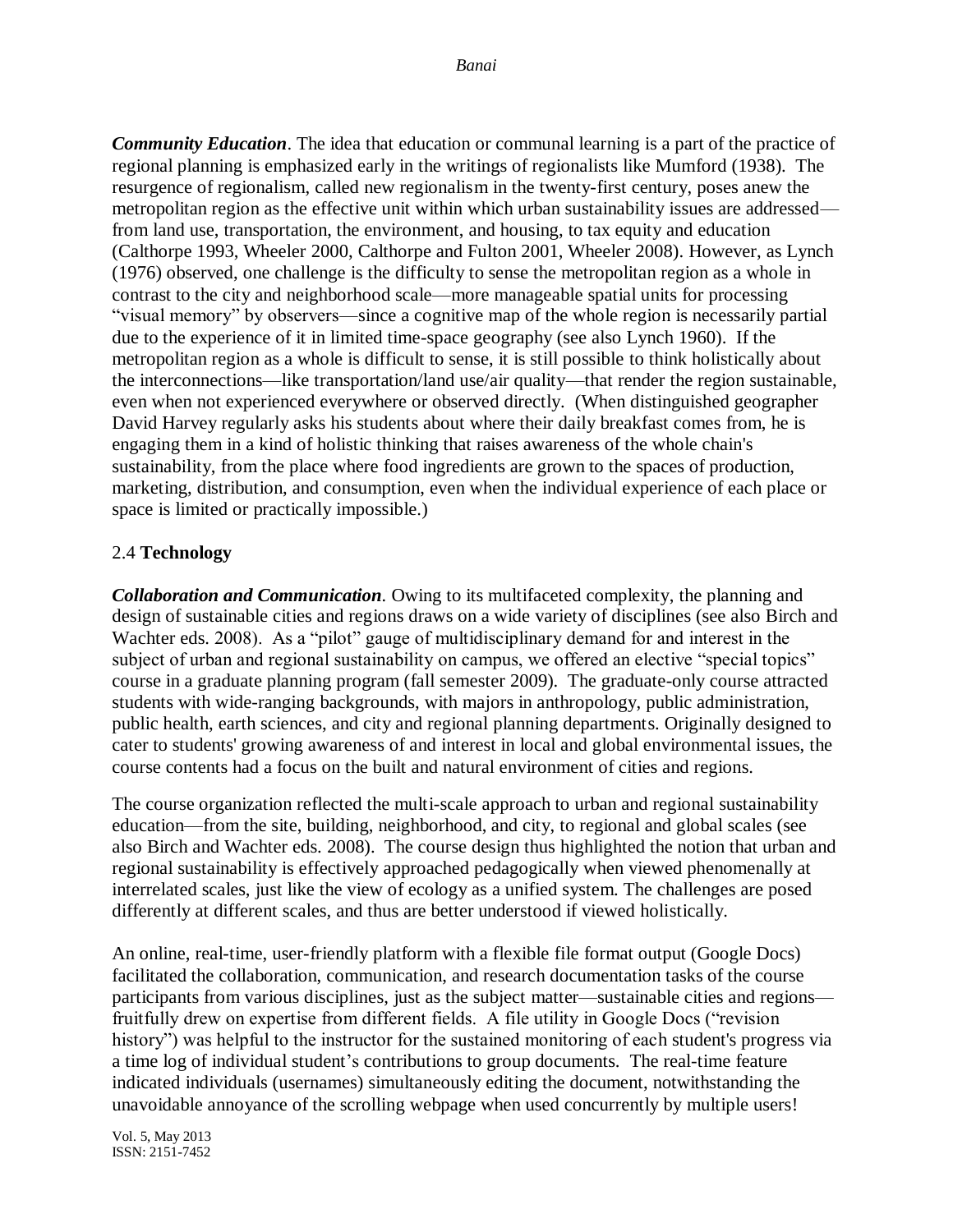***Community Education***. The idea that education or communal learning is a part of the practice of regional planning is emphasized early in the writings of regionalists like Mumford (1938). The resurgence of regionalism, called new regionalism in the twenty-first century, poses anew the metropolitan region as the effective unit within which urban sustainability issues are addressed—from land use, transportation, the environment, and housing, to tax equity and education (Calthorpe 1993, Wheeler 2000, Calthorpe and Fulton 2001, Wheeler 2008). However, as Lynch (1976) observed, one challenge is the difficulty to sense the metropolitan region as a whole in contrast to the city and neighborhood scale—more manageable spatial units for processing "visual memory" by observers—since a cognitive map of the whole region is necessarily partial due to the experience of it in limited time-space geography (see also Lynch 1960). If the metropolitan region as a whole is difficult to sense, it is still possible to think holistically about the interconnections—like transportation/land use/air quality—that render the region sustainable, even when not experienced everywhere or observed directly. (When distinguished geographer David Harvey regularly asks his students about where their daily breakfast comes from, he is engaging them in a kind of holistic thinking that raises awareness of the whole chain's sustainability, from the place where food ingredients are grown to the spaces of production, marketing, distribution, and consumption, even when the individual experience of each place or space is limited or practically impossible.)

## 2.4 **Technology**

***Collaboration and Communication***. Owing to its multifaceted complexity, the planning and design of sustainable cities and regions draws on a wide variety of disciplines (see also Birch and Wachter eds. 2008). As a "pilot" gauge of multidisciplinary demand for and interest in the subject of urban and regional sustainability on campus, we offered an elective "special topics" course in a graduate planning program (fall semester 2009). The graduate-only course attracted students with wide-ranging backgrounds, with majors in anthropology, public administration, public health, earth sciences, and city and regional planning departments. Originally designed to cater to students' growing awareness of and interest in local and global environmental issues, the course contents had a focus on the built and natural environment of cities and regions.

The course organization reflected the multi-scale approach to urban and regional sustainability education—from the site, building, neighborhood, and city, to regional and global scales (see also Birch and Wachter eds. 2008). The course design thus highlighted the notion that urban and regional sustainability is effectively approached pedagogically when viewed phenomenally at interrelated scales, just like the view of ecology as a unified system. The challenges are posed differently at different scales, and thus are better understood if viewed holistically.

An online, real-time, user-friendly platform with a flexible file format output (Google Docs) facilitated the collaboration, communication, and research documentation tasks of the course participants from various disciplines, just as the subject matter—sustainable cities and regions—fruitfully drew on expertise from different fields. A file utility in Google Docs ("revision history") was helpful to the instructor for the sustained monitoring of each student's progress via a time log of individual student's contributions to group documents. The real-time feature indicated individuals (usernames) simultaneously editing the document, notwithstanding the unavoidable annoyance of the scrolling webpage when used concurrently by multiple users!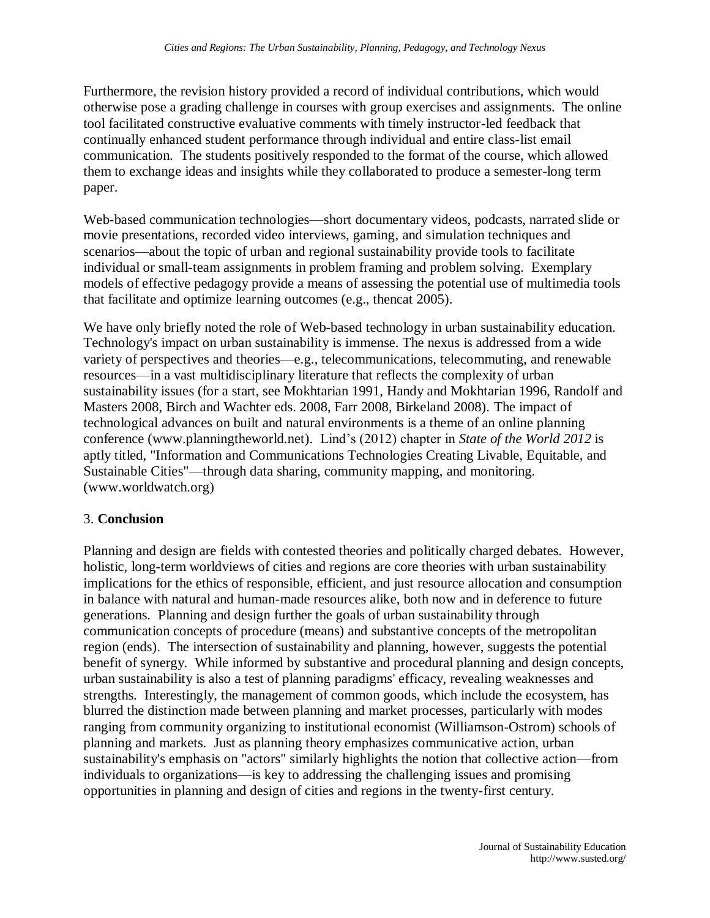Furthermore, the revision history provided a record of individual contributions, which would otherwise pose a grading challenge in courses with group exercises and assignments. The online tool facilitated constructive evaluative comments with timely instructor-led feedback that continually enhanced student performance through individual and entire class-list email communication. The students positively responded to the format of the course, which allowed them to exchange ideas and insights while they collaborated to produce a semester-long term paper.

Web-based communication technologies—short documentary videos, podcasts, narrated slide or movie presentations, recorded video interviews, gaming, and simulation techniques and scenarios—about the topic of urban and regional sustainability provide tools to facilitate individual or small-team assignments in problem framing and problem solving. Exemplary models of effective pedagogy provide a means of assessing the potential use of multimedia tools that facilitate and optimize learning outcomes (e.g., thencat 2005).

We have only briefly noted the role of Web-based technology in urban sustainability education. Technology's impact on urban sustainability is immense. The nexus is addressed from a wide variety of perspectives and theories—e.g., telecommunications, telecommuting, and renewable resources—in a vast multidisciplinary literature that reflects the complexity of urban sustainability issues (for a start, see Mokhtarian 1991, Handy and Mokhtarian 1996, Randolf and Masters 2008, Birch and Wachter eds. 2008, Farr 2008, Birkeland 2008). The impact of technological advances on built and natural environments is a theme of an online planning conference (www.planningtheworld.net). Lind's (2012) chapter in *State of the World 2012* is aptly titled, "Information and Communications Technologies Creating Livable, Equitable, and Sustainable Cities"—through data sharing, community mapping, and monitoring. (www.worldwatch.org)

## 3. **Conclusion**

Planning and design are fields with contested theories and politically charged debates. However, holistic, long-term worldviews of cities and regions are core theories with urban sustainability implications for the ethics of responsible, efficient, and just resource allocation and consumption in balance with natural and human-made resources alike, both now and in deference to future generations. Planning and design further the goals of urban sustainability through communication concepts of procedure (means) and substantive concepts of the metropolitan region (ends). The intersection of sustainability and planning, however, suggests the potential benefit of synergy. While informed by substantive and procedural planning and design concepts, urban sustainability is also a test of planning paradigms' efficacy, revealing weaknesses and strengths. Interestingly, the management of common goods, which include the ecosystem, has blurred the distinction made between planning and market processes, particularly with modes ranging from community organizing to institutional economist (Williamson-Ostrom) schools of planning and markets. Just as planning theory emphasizes communicative action, urban sustainability's emphasis on "actors" similarly highlights the notion that collective action—from individuals to organizations—is key to addressing the challenging issues and promising opportunities in planning and design of cities and regions in the twenty-first century.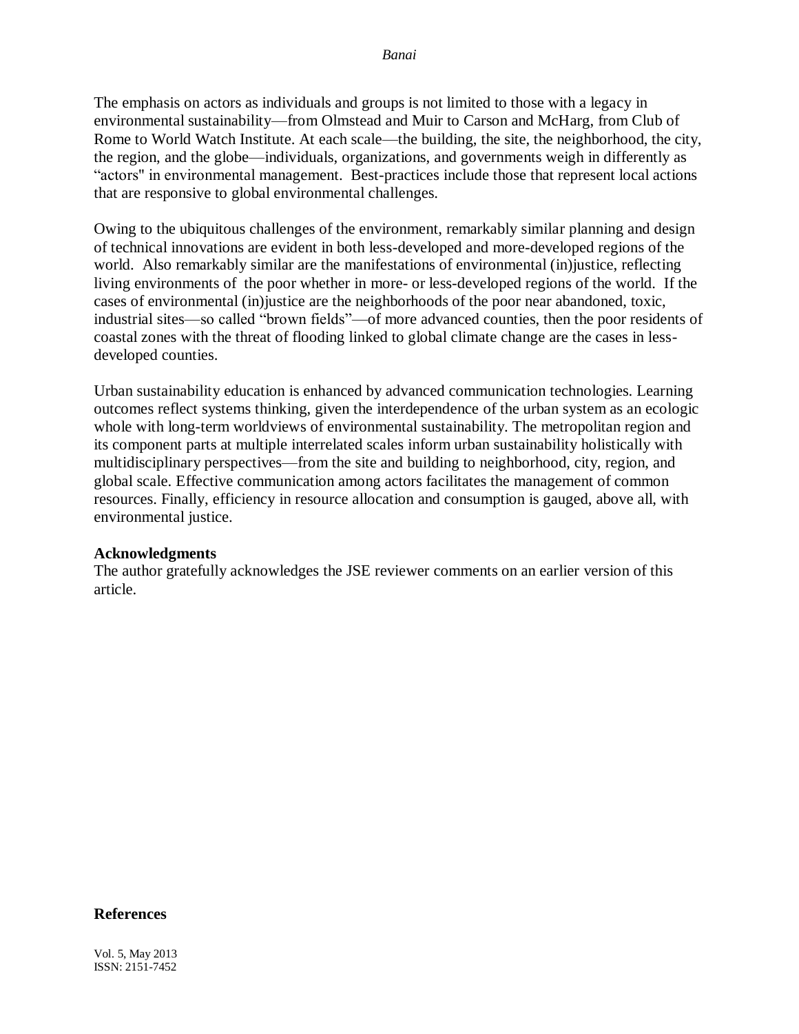The emphasis on actors as individuals and groups is not limited to those with a legacy in environmental sustainability—from Olmstead and Muir to Carson and McHarg, from Club of Rome to World Watch Institute. At each scale—the building, the site, the neighborhood, the city, the region, and the globe—individuals, organizations, and governments weigh in differently as "actors" in environmental management. Best-practices include those that represent local actions that are responsive to global environmental challenges.

Owing to the ubiquitous challenges of the environment, remarkably similar planning and design of technical innovations are evident in both less-developed and more-developed regions of the world. Also remarkably similar are the manifestations of environmental (in)justice, reflecting living environments of the poor whether in more- or less-developed regions of the world. If the cases of environmental (in)justice are the neighborhoods of the poor near abandoned, toxic, industrial sites—so called "brown fields"—of more advanced counties, then the poor residents of coastal zones with the threat of flooding linked to global climate change are the cases in less-developed counties.

Urban sustainability education is enhanced by advanced communication technologies. Learning outcomes reflect systems thinking, given the interdependence of the urban system as an ecologic whole with long-term worldviews of environmental sustainability. The metropolitan region and its component parts at multiple interrelated scales inform urban sustainability holistically with multidisciplinary perspectives—from the site and building to neighborhood, city, region, and global scale. Effective communication among actors facilitates the management of common resources. Finally, efficiency in resource allocation and consumption is gauged, above all, with environmental justice.

**Acknowledgments**

The author gratefully acknowledges the JSE reviewer comments on an earlier version of this article.

**References**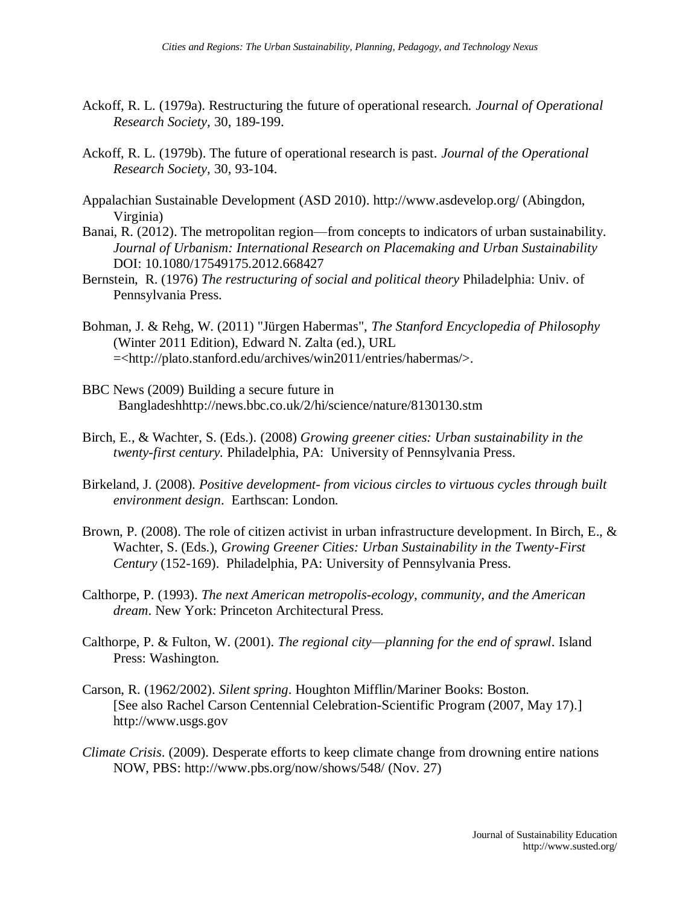Ackoff, R. L. (1979a). Restructuring the future of operational research. *Journal of Operational Research Society,* 30, 189-199.

Ackoff, R. L. (1979b). The future of operational research is past. *Journal of the Operational Research Society,* 30, 93-104.

Appalachian Sustainable Development (ASD 2010). http://www.asdevelop.org/ (Abingdon, Virginia)

Banai, R. (2012). The metropolitan region—from concepts to indicators of urban sustainability. *Journal of Urbanism: International Research on Placemaking and Urban Sustainability* DOI: 10.1080/17549175.2012.668427

Bernstein, R. (1976) *The restructuring of social and political theory* Philadelphia: Univ. of Pennsylvania Press.

Bohman, J. & Rehg, W. (2011) "Jürgen Habermas", *The Stanford Encyclopedia of Philosophy* (Winter 2011 Edition), Edward N. Zalta (ed.), URL =<http://plato.stanford.edu/archives/win2011/entries/habermas/>.

BBC News (2009) Building a secure future in Bangladeshhttp://news.bbc.co.uk/2/hi/science/nature/8130130.stm

Birch, E., & Wachter, S. (Eds.). (2008) *Growing greener cities: Urban sustainability in the twenty-first century.* Philadelphia, PA: University of Pennsylvania Press.

Birkeland, J. (2008). *Positive development- from vicious circles to virtuous cycles through built environment design*. Earthscan: London.

Brown, P. (2008). The role of citizen activist in urban infrastructure development. In Birch, E., & Wachter, S. (Eds.), *Growing Greener Cities: Urban Sustainability in the Twenty-First Century* (152-169). Philadelphia, PA: University of Pennsylvania Press.

Calthorpe, P. (1993). *The next American metropolis-ecology, community, and the American dream*. New York: Princeton Architectural Press.

Calthorpe, P. & Fulton, W. (2001). *The regional city—planning for the end of sprawl*. Island Press: Washington.

Carson, R. (1962/2002). *Silent spring*. Houghton Mifflin/Mariner Books: Boston. [See also Rachel Carson Centennial Celebration-Scientific Program (2007, May 17).] http://www.usgs.gov

*Climate Crisis*. (2009). Desperate efforts to keep climate change from drowning entire nations NOW, PBS: http://www.pbs.org/now/shows/548/ (Nov. 27)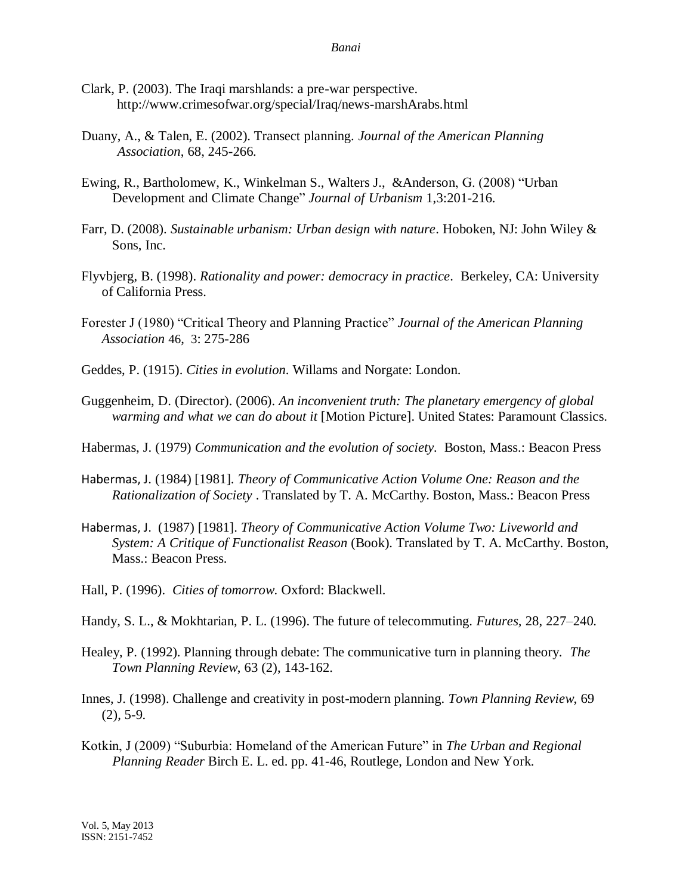Clark, P. (2003). The Iraqi marshlands: a pre-war perspective. http://www.crimesofwar.org/special/Iraq/news-marshArabs.html

Duany, A., & Talen, E. (2002). Transect planning. *Journal of the American Planning Association*, 68, 245-266.

Ewing, R., Bartholomew, K., Winkelman S., Walters J., &Anderson, G. (2008) "Urban Development and Climate Change" *Journal of Urbanism* 1,3:201-216.

Farr, D. (2008). *Sustainable urbanism: Urban design with nature*. Hoboken, NJ: John Wiley & Sons, Inc.

Flyvbjerg, B. (1998). *Rationality and power: democracy in practice*. Berkeley, CA: University of California Press.

Forester J (1980) "Critical Theory and Planning Practice" *Journal of the American Planning Association* 46, 3: 275-286

Geddes, P. (1915). *Cities in evolution*. Willams and Norgate: London.

Guggenheim, D. (Director). (2006). *An inconvenient truth: The planetary emergency of global warming and what we can do about it* [Motion Picture]. United States: Paramount Classics.

Habermas, J. (1979) *Communication and the evolution of society*. Boston, Mass.: Beacon Press

Habermas, J. (1984) [1981]. *Theory of Communicative Action Volume One: Reason and the Rationalization of Society* . Translated by T. A. McCarthy. Boston, Mass.: Beacon Press

Habermas, J. (1987) [1981]. *Theory of Communicative Action Volume Two: Liveworld and System: A Critique of Functionalist Reason* (Book). Translated by T. A. McCarthy. Boston, Mass.: Beacon Press.

Hall, P. (1996). *Cities of tomorrow*. Oxford: Blackwell.

Handy, S. L., & Mokhtarian, P. L. (1996). The future of telecommuting. *Futures*, 28, 227–240.

Healey, P. (1992). Planning through debate: The communicative turn in planning theory. *The Town Planning Review*, 63 (2), 143-162.

Innes, J. (1998). Challenge and creativity in post-modern planning. *Town Planning Review*, 69 (2), 5-9.

Kotkin, J (2009) "Suburbia: Homeland of the American Future" in *The Urban and Regional Planning Reader* Birch E. L. ed. pp. 41-46, Routlege, London and New York.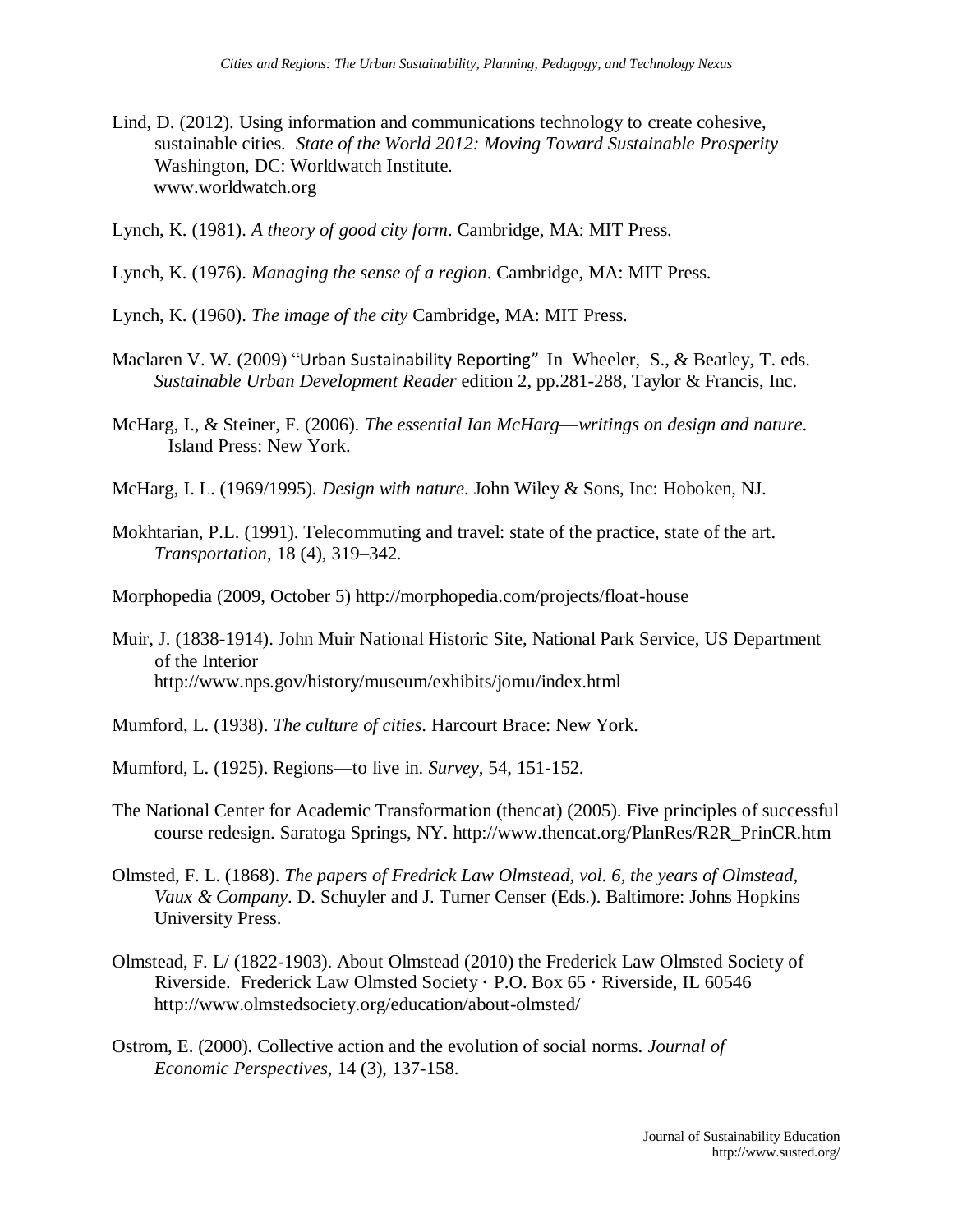Lind, D. (2012). Using information and communications technology to create cohesive, sustainable cities. *State of the World 2012: Moving Toward Sustainable Prosperity* Washington, DC: Worldwatch Institute. www.worldwatch.org

Lynch, K. (1981). *A theory of good city form*. Cambridge, MA: MIT Press.

Lynch, K. (1976). *Managing the sense of a region*. Cambridge, MA: MIT Press.

Lynch, K. (1960). *The image of the city* Cambridge, MA: MIT Press.

Maclaren V. W. (2009) "Urban Sustainability Reporting" In Wheeler, S., & Beatley, T. eds. *Sustainable Urban Development Reader* edition 2, pp.281-288, Taylor & Francis, Inc.

McHarg, I., & Steiner, F. (2006). *The essential Ian McHarg—writings on design and nature*. Island Press: New York.

McHarg, I. L. (1969/1995). *Design with nature*. John Wiley & Sons, Inc: Hoboken, NJ.

Mokhtarian, P.L. (1991). Telecommuting and travel: state of the practice, state of the art. *Transportation*, 18 (4), 319–342.

Morphopedia (2009, October 5) http://morphopedia.com/projects/float-house

Muir, J. (1838-1914). John Muir National Historic Site, National Park Service, US Department of the Interior http://www.nps.gov/history/museum/exhibits/jomu/index.html

Mumford, L. (1938). *The culture of cities*. Harcourt Brace: New York.

Mumford, L. (1925). Regions—to live in. *Survey*, 54, 151-152.

The National Center for Academic Transformation (thencat) (2005). Five principles of successful course redesign. Saratoga Springs, NY. http://www.thencat.org/PlanRes/R2R_PrinCR.htm

Olmsted, F. L. (1868). *The papers of Fredrick Law Olmstead, vol. 6, the years of Olmstead, Vaux & Company*. D. Schuyler and J. Turner Censer (Eds.). Baltimore: Johns Hopkins University Press.

Olmstead, F. L/ (1822-1903). About Olmstead (2010) the Frederick Law Olmsted Society of Riverside. Frederick Law Olmsted Society · P.O. Box 65 · Riverside, IL 60546 http://www.olmstedsociety.org/education/about-olmsted/

Ostrom, E. (2000). Collective action and the evolution of social norms. *Journal of Economic Perspectives*, 14 (3), 137-158.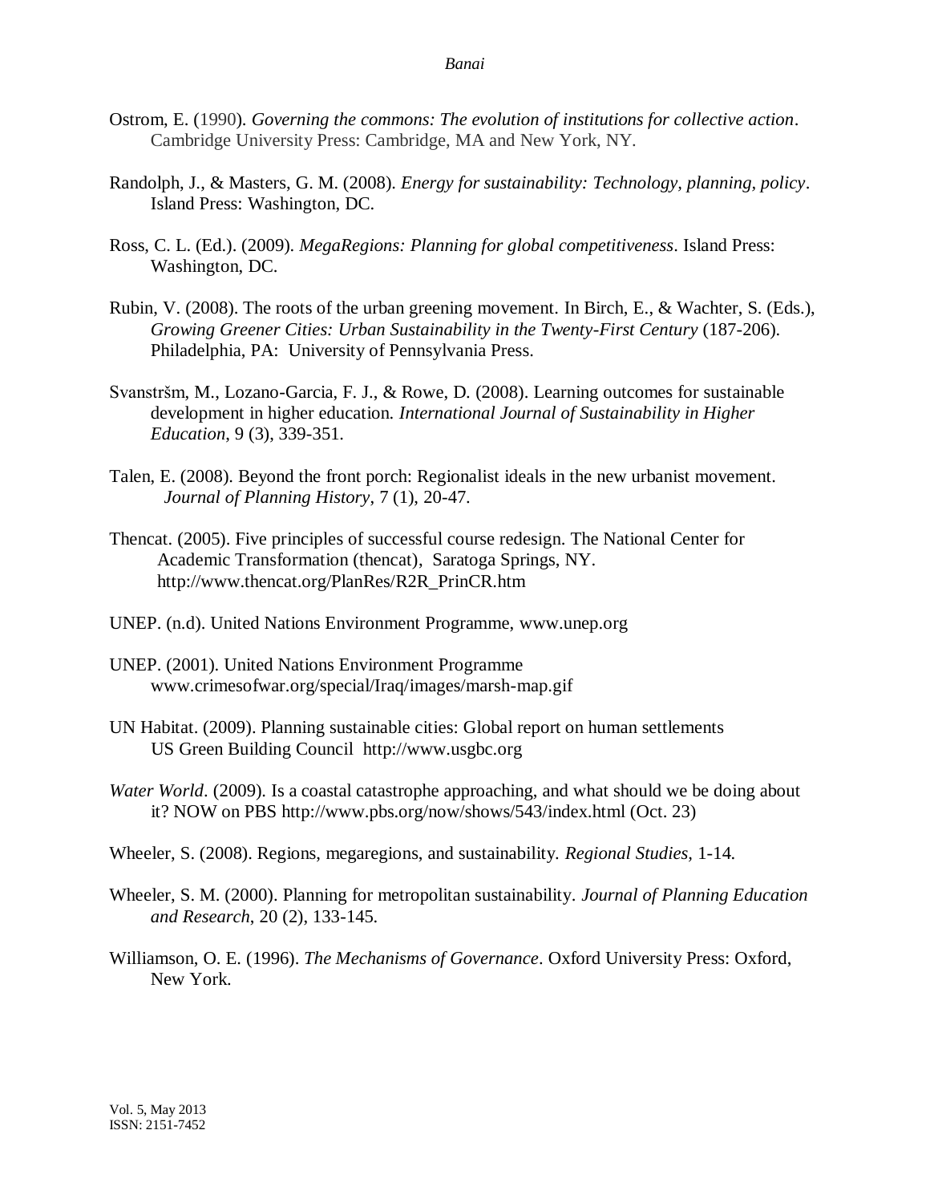Ostrom, E. (1990). *Governing the commons: The evolution of institutions for collective action*. Cambridge University Press: Cambridge, MA and New York, NY.

Randolph, J., & Masters, G. M. (2008). *Energy for sustainability: Technology, planning, policy*. Island Press: Washington, DC.

Ross, C. L. (Ed.). (2009). *MegaRegions: Planning for global competitiveness*. Island Press: Washington, DC.

Rubin, V. (2008). The roots of the urban greening movement. In Birch, E., & Wachter, S. (Eds.), *Growing Greener Cities: Urban Sustainability in the Twenty-First Century* (187-206). Philadelphia, PA: University of Pennsylvania Press.

Svanstršm, M., Lozano-Garcia, F. J., & Rowe, D. (2008). Learning outcomes for sustainable development in higher education. *International Journal of Sustainability in Higher Education*, 9 (3), 339-351.

Talen, E. (2008). Beyond the front porch: Regionalist ideals in the new urbanist movement. *Journal of Planning History*, 7 (1), 20-47.

Thencat. (2005). Five principles of successful course redesign. The National Center for Academic Transformation (thencat), Saratoga Springs, NY. http://www.thencat.org/PlanRes/R2R_PrinCR.htm

UNEP. (n.d). United Nations Environment Programme, www.unep.org

UNEP. (2001). United Nations Environment Programme www.crimesofwar.org/special/Iraq/images/marsh-map.gif

UN Habitat. (2009). Planning sustainable cities: Global report on human settlements US Green Building Council http://www.usgbc.org

*Water World*. (2009). Is a coastal catastrophe approaching, and what should we be doing about it? NOW on PBS http://www.pbs.org/now/shows/543/index.html (Oct. 23)

Wheeler, S. (2008). Regions, megaregions, and sustainability. *Regional Studies*, 1-14.

Wheeler, S. M. (2000). Planning for metropolitan sustainability. *Journal of Planning Education and Research*, 20 (2), 133-145.

Williamson, O. E. (1996). *The Mechanisms of Governance*. Oxford University Press: Oxford, New York.